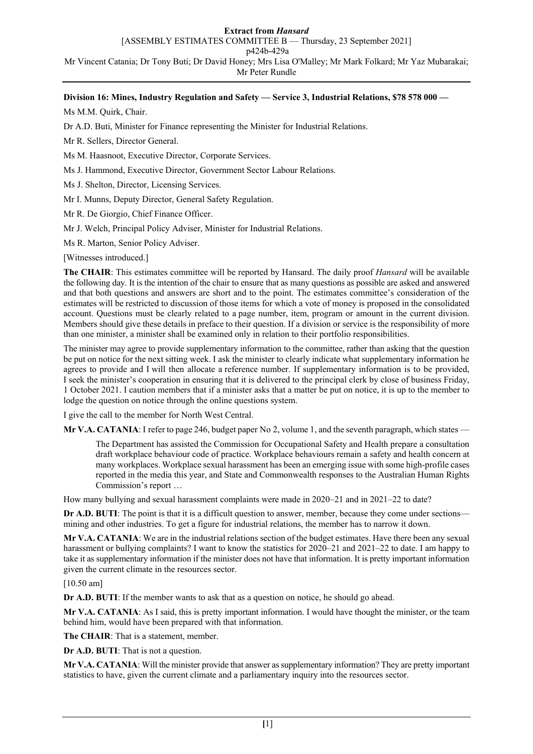**Division 16: Mines, Industry Regulation and Safety — Service 3, Industrial Relations, $78 578 000 —**

Ms M.M. Quirk, Chair.

Dr A.D. Buti, Minister for Finance representing the Minister for Industrial Relations.

Mr R. Sellers, Director General.

Ms M. Haasnoot, Executive Director, Corporate Services.

Ms J. Hammond, Executive Director, Government Sector Labour Relations.

Ms J. Shelton, Director, Licensing Services.

Mr I. Munns, Deputy Director, General Safety Regulation.

Mr R. De Giorgio, Chief Finance Officer.

Mr J. Welch, Principal Policy Adviser, Minister for Industrial Relations.

Ms R. Marton, Senior Policy Adviser.

[Witnesses introduced.]

**The CHAIR**: This estimates committee will be reported by Hansard. The daily proof *Hansard* will be available the following day. It is the intention of the chair to ensure that as many questions as possible are asked and answered and that both questions and answers are short and to the point. The estimates committee's consideration of the estimates will be restricted to discussion of those items for which a vote of money is proposed in the consolidated account. Questions must be clearly related to a page number, item, program or amount in the current division. Members should give these details in preface to their question. If a division or service is the responsibility of more than one minister, a minister shall be examined only in relation to their portfolio responsibilities.

The minister may agree to provide supplementary information to the committee, rather than asking that the question be put on notice for the next sitting week. I ask the minister to clearly indicate what supplementary information he agrees to provide and I will then allocate a reference number. If supplementary information is to be provided, I seek the minister's cooperation in ensuring that it is delivered to the principal clerk by close of business Friday, 1 October 2021. I caution members that if a minister asks that a matter be put on notice, it is up to the member to lodge the question on notice through the online questions system.

I give the call to the member for North West Central.

**Mr V.A. CATANIA**: I refer to page 246, budget paper No 2, volume 1, and the seventh paragraph, which states —

> The Department has assisted the Commission for Occupational Safety and Health prepare a consultation draft workplace behaviour code of practice. Workplace behaviours remain a safety and health concern at many workplaces. Workplace sexual harassment has been an emerging issue with some high-profile cases reported in the media this year, and State and Commonwealth responses to the Australian Human Rights Commission's report …

How many bullying and sexual harassment complaints were made in 2020–21 and in 2021–22 to date?

**Dr A.D. BUTI**: The point is that it is a difficult question to answer, member, because they come under sections—mining and other industries. To get a figure for industrial relations, the member has to narrow it down.

**Mr V.A. CATANIA**: We are in the industrial relations section of the budget estimates. Have there been any sexual harassment or bullying complaints? I want to know the statistics for 2020–21 and 2021–22 to date. I am happy to take it as supplementary information if the minister does not have that information. It is pretty important information given the current climate in the resources sector.

[10.50 am]

**Dr A.D. BUTI**: If the member wants to ask that as a question on notice, he should go ahead.

**Mr V.A. CATANIA**: As I said, this is pretty important information. I would have thought the minister, or the team behind him, would have been prepared with that information.

**The CHAIR**: That is a statement, member.

**Dr A.D. BUTI**: That is not a question.

**Mr V.A. CATANIA**: Will the minister provide that answer as supplementary information? They are pretty important statistics to have, given the current climate and a parliamentary inquiry into the resources sector.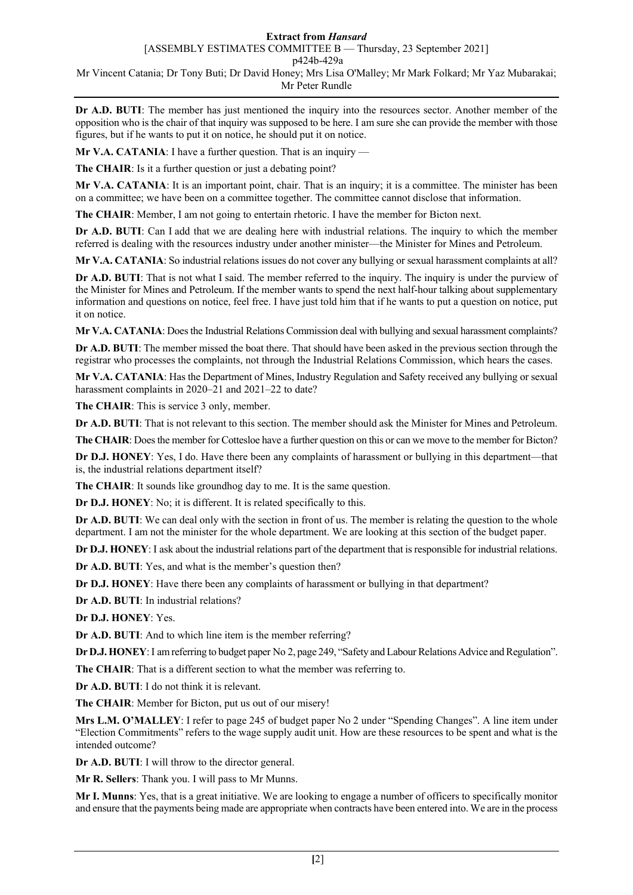**Dr A.D. BUTI**: The member has just mentioned the inquiry into the resources sector. Another member of the opposition who is the chair of that inquiry was supposed to be here. I am sure she can provide the member with those figures, but if he wants to put it on notice, he should put it on notice.

**Mr V.A. CATANIA**: I have a further question. That is an inquiry —

**The CHAIR**: Is it a further question or just a debating point?

**Mr V.A. CATANIA**: It is an important point, chair. That is an inquiry; it is a committee. The minister has been on a committee; we have been on a committee together. The committee cannot disclose that information.

**The CHAIR**: Member, I am not going to entertain rhetoric. I have the member for Bicton next.

**Dr A.D. BUTI**: Can I add that we are dealing here with industrial relations. The inquiry to which the member referred is dealing with the resources industry under another minister—the Minister for Mines and Petroleum.

**Mr V.A. CATANIA**: So industrial relations issues do not cover any bullying or sexual harassment complaints at all?

**Dr A.D. BUTI**: That is not what I said. The member referred to the inquiry. The inquiry is under the purview of the Minister for Mines and Petroleum. If the member wants to spend the next half-hour talking about supplementary information and questions on notice, feel free. I have just told him that if he wants to put a question on notice, put it on notice.

**Mr V.A. CATANIA**: Does the Industrial Relations Commission deal with bullying and sexual harassment complaints?

**Dr A.D. BUTI**: The member missed the boat there. That should have been asked in the previous section through the registrar who processes the complaints, not through the Industrial Relations Commission, which hears the cases.

**Mr V.A. CATANIA**: Has the Department of Mines, Industry Regulation and Safety received any bullying or sexual harassment complaints in 2020–21 and 2021–22 to date?

**The CHAIR**: This is service 3 only, member.

**Dr A.D. BUTI**: That is not relevant to this section. The member should ask the Minister for Mines and Petroleum.

**The CHAIR**: Does the member for Cottesloe have a further question on this or can we move to the member for Bicton?

**Dr D.J. HONEY**: Yes, I do. Have there been any complaints of harassment or bullying in this department—that is, the industrial relations department itself?

**The CHAIR**: It sounds like groundhog day to me. It is the same question.

**Dr D.J. HONEY**: No; it is different. It is related specifically to this.

**Dr A.D. BUTI**: We can deal only with the section in front of us. The member is relating the question to the whole department. I am not the minister for the whole department. We are looking at this section of the budget paper.

**Dr D.J. HONEY**: I ask about the industrial relations part of the department that is responsible for industrial relations.

**Dr A.D. BUTI**: Yes, and what is the member's question then?

**Dr D.J. HONEY**: Have there been any complaints of harassment or bullying in that department?

**Dr A.D. BUTI**: In industrial relations?

**Dr D.J. HONEY**: Yes.

**Dr A.D. BUTI**: And to which line item is the member referring?

**Dr D.J. HONEY**: I am referring to budget paper No 2, page 249, "Safety and Labour Relations Advice and Regulation".

**The CHAIR**: That is a different section to what the member was referring to.

**Dr A.D. BUTI**: I do not think it is relevant.

**The CHAIR**: Member for Bicton, put us out of our misery!

**Mrs L.M. O'MALLEY**: I refer to page 245 of budget paper No 2 under "Spending Changes". A line item under "Election Commitments" refers to the wage supply audit unit. How are these resources to be spent and what is the intended outcome?

**Dr A.D. BUTI**: I will throw to the director general.

**Mr R. Sellers**: Thank you. I will pass to Mr Munns.

**Mr I. Munns**: Yes, that is a great initiative. We are looking to engage a number of officers to specifically monitor and ensure that the payments being made are appropriate when contracts have been entered into. We are in the process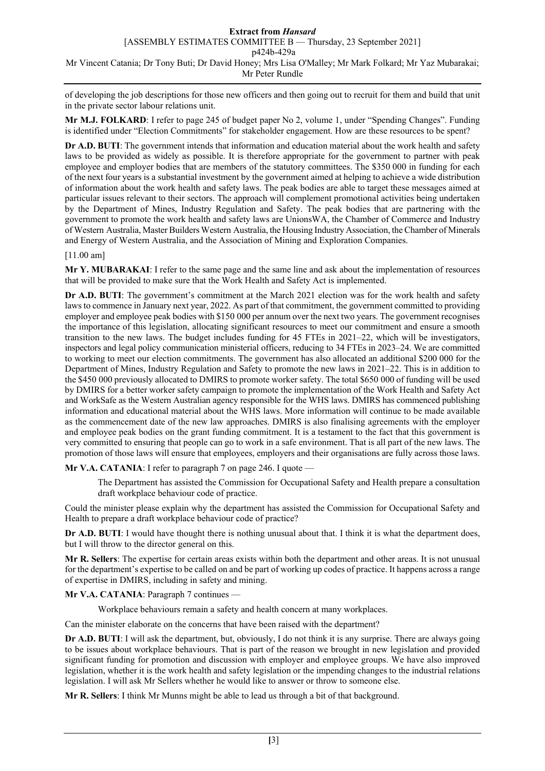of developing the job descriptions for those new officers and then going out to recruit for them and build that unit in the private sector labour relations unit.

**Mr M.J. FOLKARD**: I refer to page 245 of budget paper No 2, volume 1, under "Spending Changes". Funding is identified under "Election Commitments" for stakeholder engagement. How are these resources to be spent?

**Dr A.D. BUTI**: The government intends that information and education material about the work health and safety laws to be provided as widely as possible. It is therefore appropriate for the government to partner with peak employee and employer bodies that are members of the statutory committees. The $350 000 in funding for each of the next four years is a substantial investment by the government aimed at helping to achieve a wide distribution of information about the work health and safety laws. The peak bodies are able to target these messages aimed at particular issues relevant to their sectors. The approach will complement promotional activities being undertaken by the Department of Mines, Industry Regulation and Safety. The peak bodies that are partnering with the government to promote the work health and safety laws are UnionsWA, the Chamber of Commerce and Industry of Western Australia, Master Builders Western Australia, the Housing Industry Association, the Chamber of Minerals and Energy of Western Australia, and the Association of Mining and Exploration Companies.

[11.00 am]

**Mr Y. MUBARAKAI**: I refer to the same page and the same line and ask about the implementation of resources that will be provided to make sure that the Work Health and Safety Act is implemented.

**Dr A.D. BUTI**: The government's commitment at the March 2021 election was for the work health and safety laws to commence in January next year, 2022. As part of that commitment, the government committed to providing employer and employee peak bodies with $150 000 per annum over the next two years. The government recognises the importance of this legislation, allocating significant resources to meet our commitment and ensure a smooth transition to the new laws. The budget includes funding for 45 FTEs in 2021–22, which will be investigators, inspectors and legal policy communication ministerial officers, reducing to 34 FTEs in 2023–24. We are committed to working to meet our election commitments. The government has also allocated an additional $200 000 for the Department of Mines, Industry Regulation and Safety to promote the new laws in 2021–22. This is in addition to the $450 000 previously allocated to DMIRS to promote worker safety. The total $650 000 of funding will be used by DMIRS for a better worker safety campaign to promote the implementation of the Work Health and Safety Act and WorkSafe as the Western Australian agency responsible for the WHS laws. DMIRS has commenced publishing information and educational material about the WHS laws. More information will continue to be made available as the commencement date of the new law approaches. DMIRS is also finalising agreements with the employer and employee peak bodies on the grant funding commitment. It is a testament to the fact that this government is very committed to ensuring that people can go to work in a safe environment. That is all part of the new laws. The promotion of those laws will ensure that employees, employers and their organisations are fully across those laws.

**Mr V.A. CATANIA**: I refer to paragraph 7 on page 246. I quote —

> The Department has assisted the Commission for Occupational Safety and Health prepare a consultation draft workplace behaviour code of practice.

Could the minister please explain why the department has assisted the Commission for Occupational Safety and Health to prepare a draft workplace behaviour code of practice?

**Dr A.D. BUTI**: I would have thought there is nothing unusual about that. I think it is what the department does, but I will throw to the director general on this.

**Mr R. Sellers**: The expertise for certain areas exists within both the department and other areas. It is not unusual for the department's expertise to be called on and be part of working up codes of practice. It happens across a range of expertise in DMIRS, including in safety and mining.

**Mr V.A. CATANIA**: Paragraph 7 continues —

> Workplace behaviours remain a safety and health concern at many workplaces.

Can the minister elaborate on the concerns that have been raised with the department?

**Dr A.D. BUTI**: I will ask the department, but, obviously, I do not think it is any surprise. There are always going to be issues about workplace behaviours. That is part of the reason we brought in new legislation and provided significant funding for promotion and discussion with employer and employee groups. We have also improved legislation, whether it is the work health and safety legislation or the impending changes to the industrial relations legislation. I will ask Mr Sellers whether he would like to answer or throw to someone else.

**Mr R. Sellers**: I think Mr Munns might be able to lead us through a bit of that background.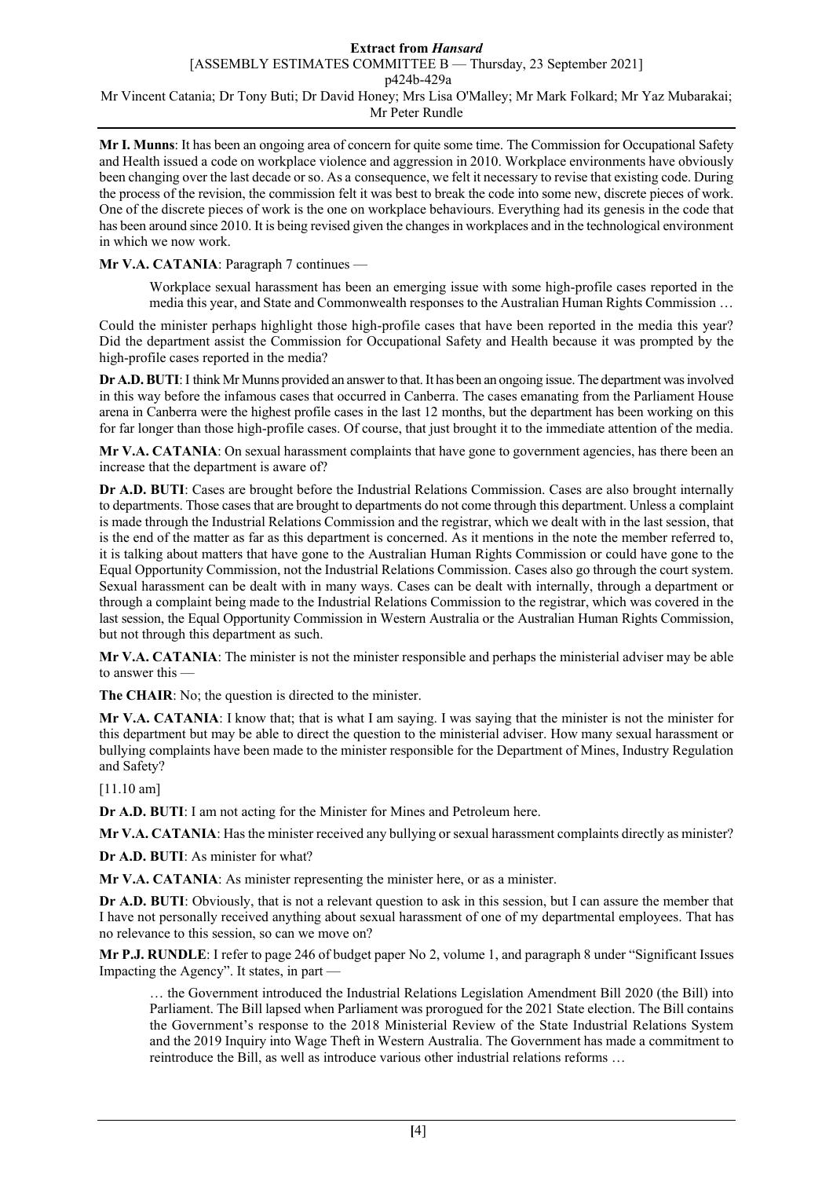**Mr I. Munns**: It has been an ongoing area of concern for quite some time. The Commission for Occupational Safety and Health issued a code on workplace violence and aggression in 2010. Workplace environments have obviously been changing over the last decade or so. As a consequence, we felt it necessary to revise that existing code. During the process of the revision, the commission felt it was best to break the code into some new, discrete pieces of work. One of the discrete pieces of work is the one on workplace behaviours. Everything had its genesis in the code that has been around since 2010. It is being revised given the changes in workplaces and in the technological environment in which we now work.

**Mr V.A. CATANIA**: Paragraph 7 continues —

> Workplace sexual harassment has been an emerging issue with some high-profile cases reported in the media this year, and State and Commonwealth responses to the Australian Human Rights Commission …

Could the minister perhaps highlight those high-profile cases that have been reported in the media this year? Did the department assist the Commission for Occupational Safety and Health because it was prompted by the high-profile cases reported in the media?

**Dr A.D. BUTI**: I think Mr Munns provided an answer to that. It has been an ongoing issue. The department was involved in this way before the infamous cases that occurred in Canberra. The cases emanating from the Parliament House arena in Canberra were the highest profile cases in the last 12 months, but the department has been working on this for far longer than those high-profile cases. Of course, that just brought it to the immediate attention of the media.

**Mr V.A. CATANIA**: On sexual harassment complaints that have gone to government agencies, has there been an increase that the department is aware of?

**Dr A.D. BUTI**: Cases are brought before the Industrial Relations Commission. Cases are also brought internally to departments. Those cases that are brought to departments do not come through this department. Unless a complaint is made through the Industrial Relations Commission and the registrar, which we dealt with in the last session, that is the end of the matter as far as this department is concerned. As it mentions in the note the member referred to, it is talking about matters that have gone to the Australian Human Rights Commission or could have gone to the Equal Opportunity Commission, not the Industrial Relations Commission. Cases also go through the court system. Sexual harassment can be dealt with in many ways. Cases can be dealt with internally, through a department or through a complaint being made to the Industrial Relations Commission to the registrar, which was covered in the last session, the Equal Opportunity Commission in Western Australia or the Australian Human Rights Commission, but not through this department as such.

**Mr V.A. CATANIA**: The minister is not the minister responsible and perhaps the ministerial adviser may be able to answer this —

**The CHAIR**: No; the question is directed to the minister.

**Mr V.A. CATANIA**: I know that; that is what I am saying. I was saying that the minister is not the minister for this department but may be able to direct the question to the ministerial adviser. How many sexual harassment or bullying complaints have been made to the minister responsible for the Department of Mines, Industry Regulation and Safety?

[11.10 am]

**Dr A.D. BUTI**: I am not acting for the Minister for Mines and Petroleum here.

**Mr V.A. CATANIA**: Has the minister received any bullying or sexual harassment complaints directly as minister?

**Dr A.D. BUTI**: As minister for what?

**Mr V.A. CATANIA**: As minister representing the minister here, or as a minister.

**Dr A.D. BUTI**: Obviously, that is not a relevant question to ask in this session, but I can assure the member that I have not personally received anything about sexual harassment of one of my departmental employees. That has no relevance to this session, so can we move on?

**Mr P.J. RUNDLE**: I refer to page 246 of budget paper No 2, volume 1, and paragraph 8 under "Significant Issues Impacting the Agency". It states, in part —

> … the Government introduced the Industrial Relations Legislation Amendment Bill 2020 (the Bill) into Parliament. The Bill lapsed when Parliament was prorogued for the 2021 State election. The Bill contains the Government's response to the 2018 Ministerial Review of the State Industrial Relations System and the 2019 Inquiry into Wage Theft in Western Australia. The Government has made a commitment to reintroduce the Bill, as well as introduce various other industrial relations reforms …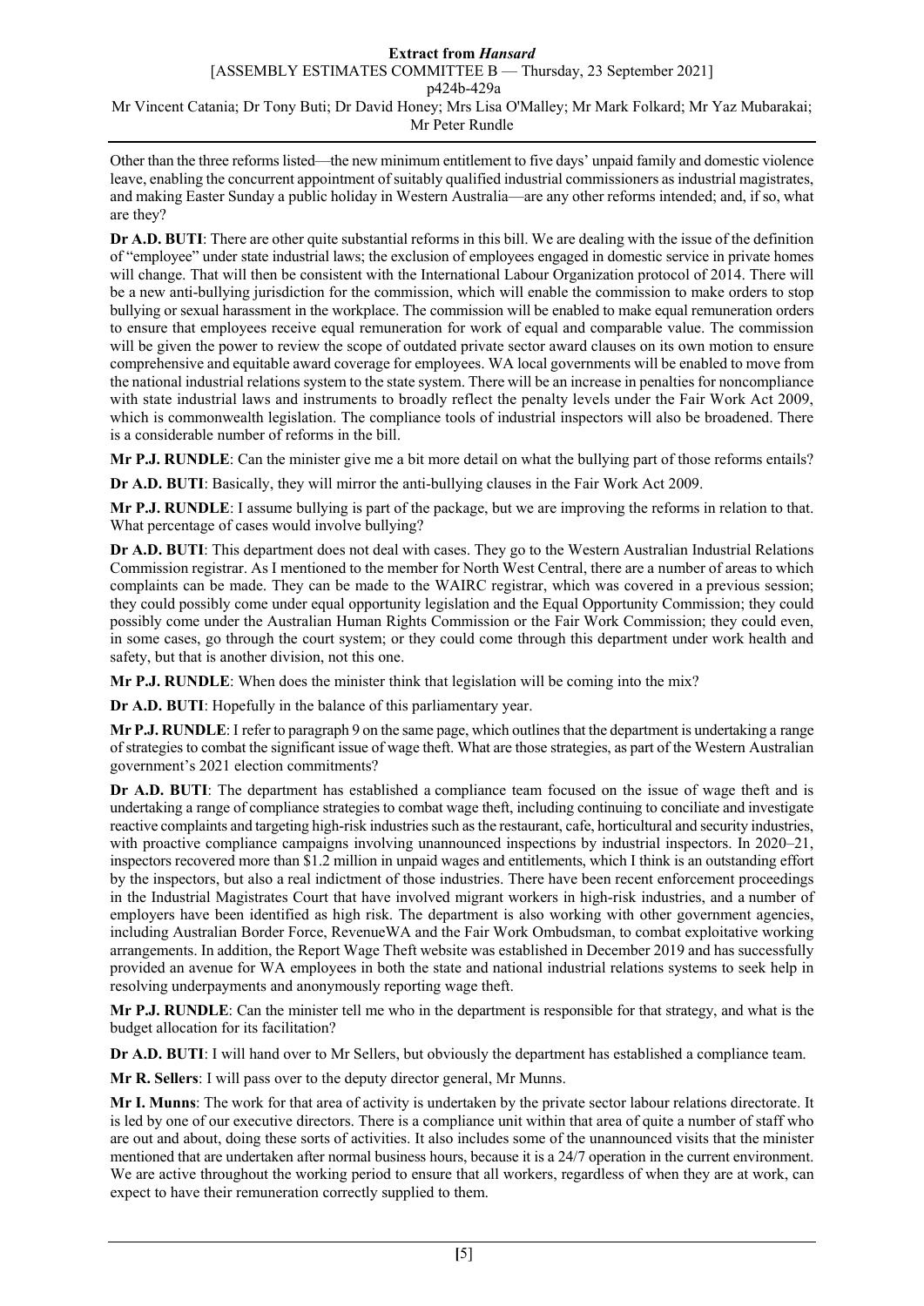Other than the three reforms listed—the new minimum entitlement to five days' unpaid family and domestic violence leave, enabling the concurrent appointment of suitably qualified industrial commissioners as industrial magistrates, and making Easter Sunday a public holiday in Western Australia—are any other reforms intended; and, if so, what are they?

**Dr A.D. BUTI**: There are other quite substantial reforms in this bill. We are dealing with the issue of the definition of "employee" under state industrial laws; the exclusion of employees engaged in domestic service in private homes will change. That will then be consistent with the International Labour Organization protocol of 2014. There will be a new anti-bullying jurisdiction for the commission, which will enable the commission to make orders to stop bullying or sexual harassment in the workplace. The commission will be enabled to make equal remuneration orders to ensure that employees receive equal remuneration for work of equal and comparable value. The commission will be given the power to review the scope of outdated private sector award clauses on its own motion to ensure comprehensive and equitable award coverage for employees. WA local governments will be enabled to move from the national industrial relations system to the state system. There will be an increase in penalties for noncompliance with state industrial laws and instruments to broadly reflect the penalty levels under the Fair Work Act 2009, which is commonwealth legislation. The compliance tools of industrial inspectors will also be broadened. There is a considerable number of reforms in the bill.

**Mr P.J. RUNDLE**: Can the minister give me a bit more detail on what the bullying part of those reforms entails?

**Dr A.D. BUTI**: Basically, they will mirror the anti-bullying clauses in the Fair Work Act 2009.

**Mr P.J. RUNDLE**: I assume bullying is part of the package, but we are improving the reforms in relation to that. What percentage of cases would involve bullying?

**Dr A.D. BUTI**: This department does not deal with cases. They go to the Western Australian Industrial Relations Commission registrar. As I mentioned to the member for North West Central, there are a number of areas to which complaints can be made. They can be made to the WAIRC registrar, which was covered in a previous session; they could possibly come under equal opportunity legislation and the Equal Opportunity Commission; they could possibly come under the Australian Human Rights Commission or the Fair Work Commission; they could even, in some cases, go through the court system; or they could come through this department under work health and safety, but that is another division, not this one.

**Mr P.J. RUNDLE**: When does the minister think that legislation will be coming into the mix?

**Dr A.D. BUTI**: Hopefully in the balance of this parliamentary year.

**Mr P.J. RUNDLE**: I refer to paragraph 9 on the same page, which outlines that the department is undertaking a range of strategies to combat the significant issue of wage theft. What are those strategies, as part of the Western Australian government's 2021 election commitments?

**Dr A.D. BUTI**: The department has established a compliance team focused on the issue of wage theft and is undertaking a range of compliance strategies to combat wage theft, including continuing to conciliate and investigate reactive complaints and targeting high-risk industries such as the restaurant, cafe, horticultural and security industries, with proactive compliance campaigns involving unannounced inspections by industrial inspectors. In 2020–21, inspectors recovered more than $1.2 million in unpaid wages and entitlements, which I think is an outstanding effort by the inspectors, but also a real indictment of those industries. There have been recent enforcement proceedings in the Industrial Magistrates Court that have involved migrant workers in high-risk industries, and a number of employers have been identified as high risk. The department is also working with other government agencies, including Australian Border Force, RevenueWA and the Fair Work Ombudsman, to combat exploitative working arrangements. In addition, the Report Wage Theft website was established in December 2019 and has successfully provided an avenue for WA employees in both the state and national industrial relations systems to seek help in resolving underpayments and anonymously reporting wage theft.

**Mr P.J. RUNDLE**: Can the minister tell me who in the department is responsible for that strategy, and what is the budget allocation for its facilitation?

**Dr A.D. BUTI**: I will hand over to Mr Sellers, but obviously the department has established a compliance team.

**Mr R. Sellers**: I will pass over to the deputy director general, Mr Munns.

**Mr I. Munns**: The work for that area of activity is undertaken by the private sector labour relations directorate. It is led by one of our executive directors. There is a compliance unit within that area of quite a number of staff who are out and about, doing these sorts of activities. It also includes some of the unannounced visits that the minister mentioned that are undertaken after normal business hours, because it is a 24/7 operation in the current environment. We are active throughout the working period to ensure that all workers, regardless of when they are at work, can expect to have their remuneration correctly supplied to them.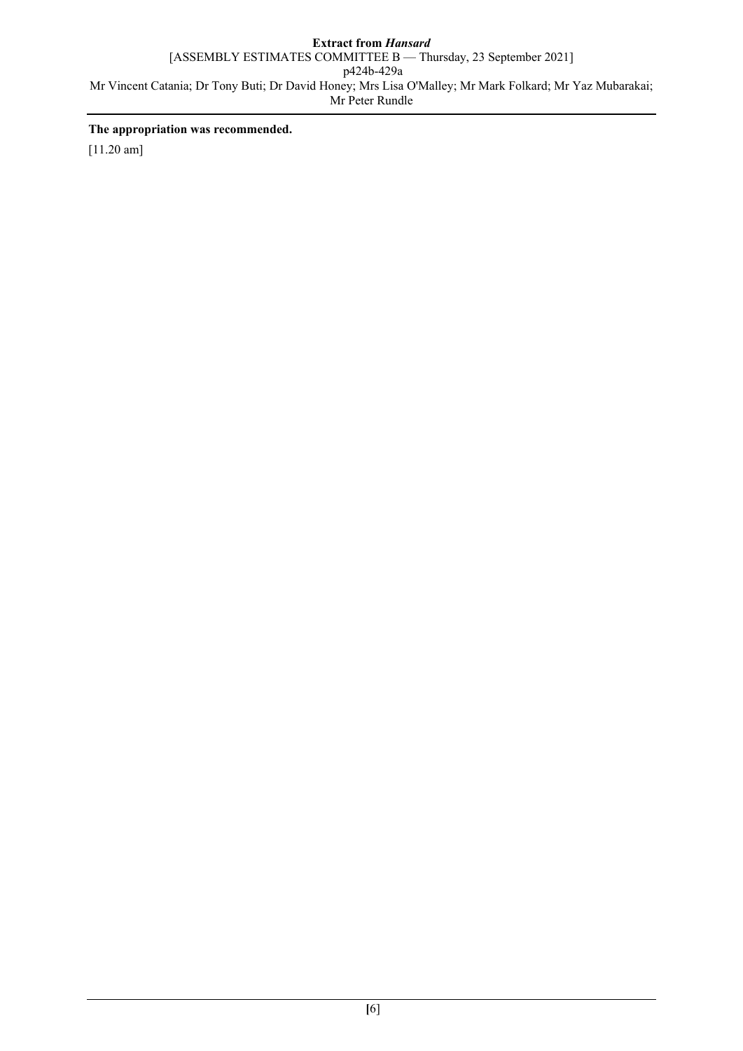**The appropriation was recommended.**

[11.20 am]